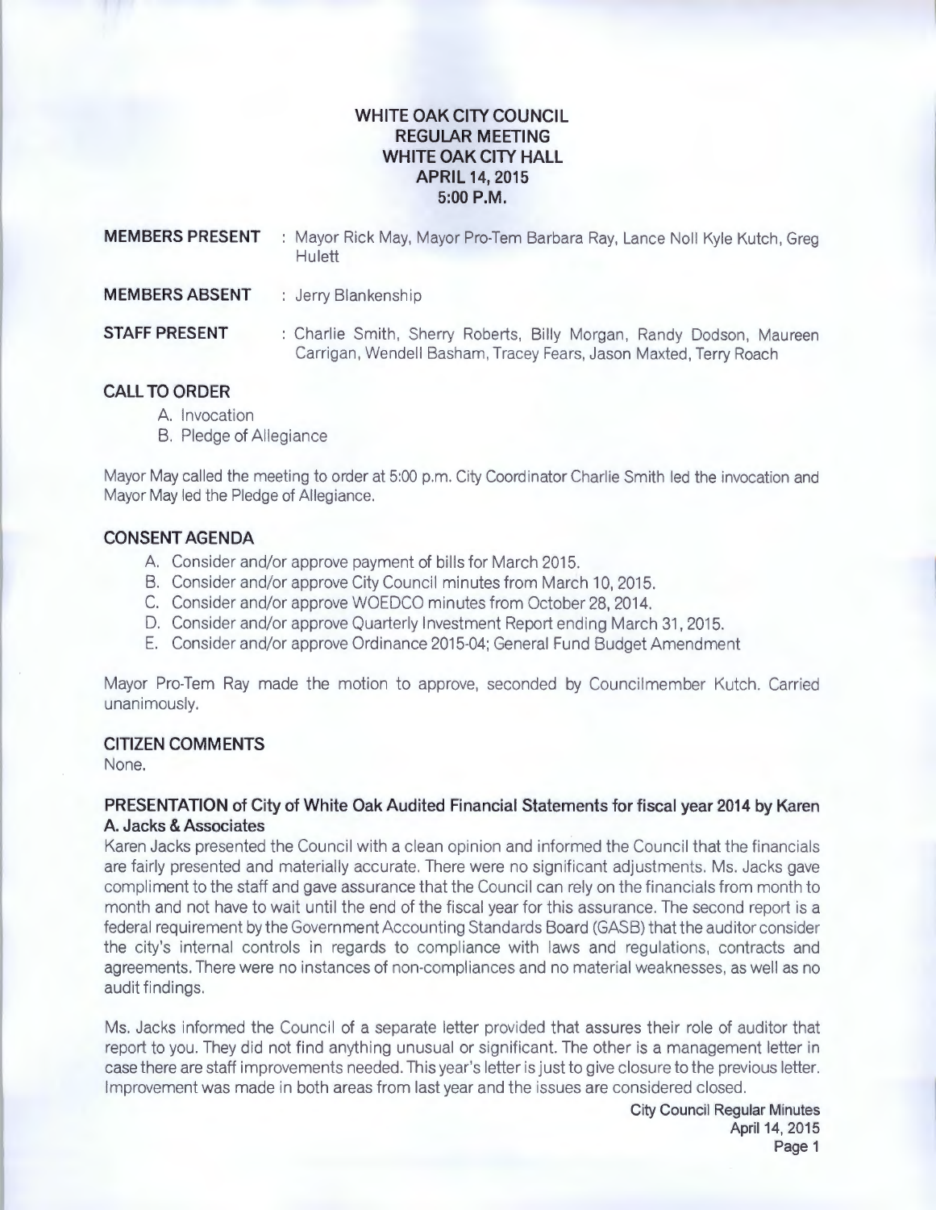# WHITE OAK CITY COUNCIL
## REGULAR MEETING
## WHITE OAK CITY HALL
## APRIL 14, 2015
## 5:00 P.M.

**MEMBERS PRESENT** : Mayor Rick May, Mayor Pro-Tem Barbara Ray, Lance Noll Kyle Kutch, Greg Hulett

**MEMBERS ABSENT** : Jerry Blankenship

**STAFF PRESENT** : Charlie Smith, Sherry Roberts, Billy Morgan, Randy Dodson, Maureen Carrigan, Wendell Basham, Tracey Fears, Jason Maxted, Terry Roach

### CALL TO ORDER

A. Invocation
B. Pledge of Allegiance

Mayor May called the meeting to order at 5:00 p.m. City Coordinator Charlie Smith led the invocation and Mayor May led the Pledge of Allegiance.

### CONSENT AGENDA

A. Consider and/or approve payment of bills for March 2015.
B. Consider and/or approve City Council minutes from March 10, 2015.
C. Consider and/or approve WOEDCO minutes from October 28, 2014.
D. Consider and/or approve Quarterly Investment Report ending March 31, 2015.
E. Consider and/or approve Ordinance 2015-04; General Fund Budget Amendment

Mayor Pro-Tem Ray made the motion to approve, seconded by Councilmember Kutch. Carried unanimously.

### CITIZEN COMMENTS

None.

### PRESENTATION of City of White Oak Audited Financial Statements for fiscal year 2014 by Karen A. Jacks & Associates

Karen Jacks presented the Council with a clean opinion and informed the Council that the financials are fairly presented and materially accurate. There were no significant adjustments. Ms. Jacks gave compliment to the staff and gave assurance that the Council can rely on the financials from month to month and not have to wait until the end of the fiscal year for this assurance. The second report is a federal requirement by the Government Accounting Standards Board (GASB) that the auditor consider the city's internal controls in regards to compliance with laws and regulations, contracts and agreements. There were no instances of non-compliances and no material weaknesses, as well as no audit findings.

Ms. Jacks informed the Council of a separate letter provided that assures their role of auditor that report to you. They did not find anything unusual or significant. The other is a management letter in case there are staff improvements needed. This year's letter is just to give closure to the previous letter. Improvement was made in both areas from last year and the issues are considered closed.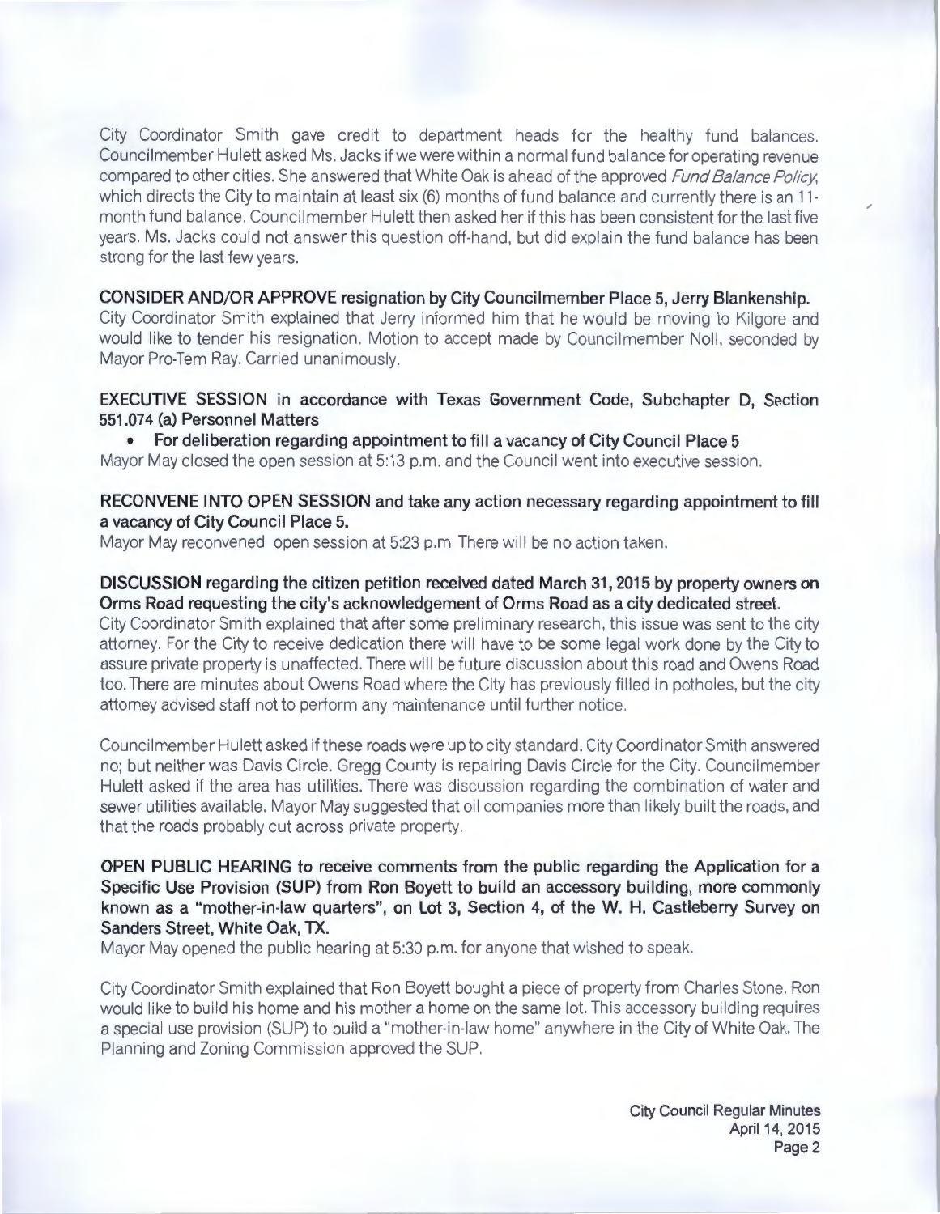City Coordinator Smith gave credit to department heads for the healthy fund balances. Councilmember Hulett asked Ms. Jacks if we were within a normal fund balance for operating revenue compared to other cities. She answered that White Oak is ahead of the approved *Fund Balance Policy*, which directs the City to maintain at least six (6) months of fund balance and currently there is an 11-month fund balance. Councilmember Hulett then asked her if this has been consistent for the last five years. Ms. Jacks could not answer this question off-hand, but did explain the fund balance has been strong for the last few years.

**CONSIDER AND/OR APPROVE resignation by City Councilmember Place 5, Jerry Blankenship.**
City Coordinator Smith explained that Jerry informed him that he would be moving to Kilgore and would like to tender his resignation. Motion to accept made by Councilmember Noll, seconded by Mayor Pro-Tem Ray. Carried unanimously.

**EXECUTIVE SESSION in accordance with Texas Government Code, Subchapter D, Section 551.074 (a) Personnel Matters**

- **For deliberation regarding appointment to fill a vacancy of City Council Place 5**

Mayor May closed the open session at 5:13 p.m. and the Council went into executive session.

**RECONVENE INTO OPEN SESSION and take any action necessary regarding appointment to fill a vacancy of City Council Place 5.**
Mayor May reconvened open session at 5:23 p.m. There will be no action taken.

**DISCUSSION regarding the citizen petition received dated March 31, 2015 by property owners on Orms Road requesting the city's acknowledgement of Orms Road as a city dedicated street.**
City Coordinator Smith explained that after some preliminary research, this issue was sent to the city attorney. For the City to receive dedication there will have to be some legal work done by the City to assure private property is unaffected. There will be future discussion about this road and Owens Road too. There are minutes about Owens Road where the City has previously filled in potholes, but the city attorney advised staff not to perform any maintenance until further notice.

Councilmember Hulett asked if these roads were up to city standard. City Coordinator Smith answered no; but neither was Davis Circle. Gregg County is repairing Davis Circle for the City. Councilmember Hulett asked if the area has utilities. There was discussion regarding the combination of water and sewer utilities available. Mayor May suggested that oil companies more than likely built the roads, and that the roads probably cut across private property.

**OPEN PUBLIC HEARING to receive comments from the public regarding the Application for a Specific Use Provision (SUP) from Ron Boyett to build an accessory building, more commonly known as a "mother-in-law quarters", on Lot 3, Section 4, of the W. H. Castleberry Survey on Sanders Street, White Oak, TX.**
Mayor May opened the public hearing at 5:30 p.m. for anyone that wished to speak.

City Coordinator Smith explained that Ron Boyett bought a piece of property from Charles Stone. Ron would like to build his home and his mother a home on the same lot. This accessory building requires a special use provision (SUP) to build a "mother-in-law home" anywhere in the City of White Oak. The Planning and Zoning Commission approved the SUP.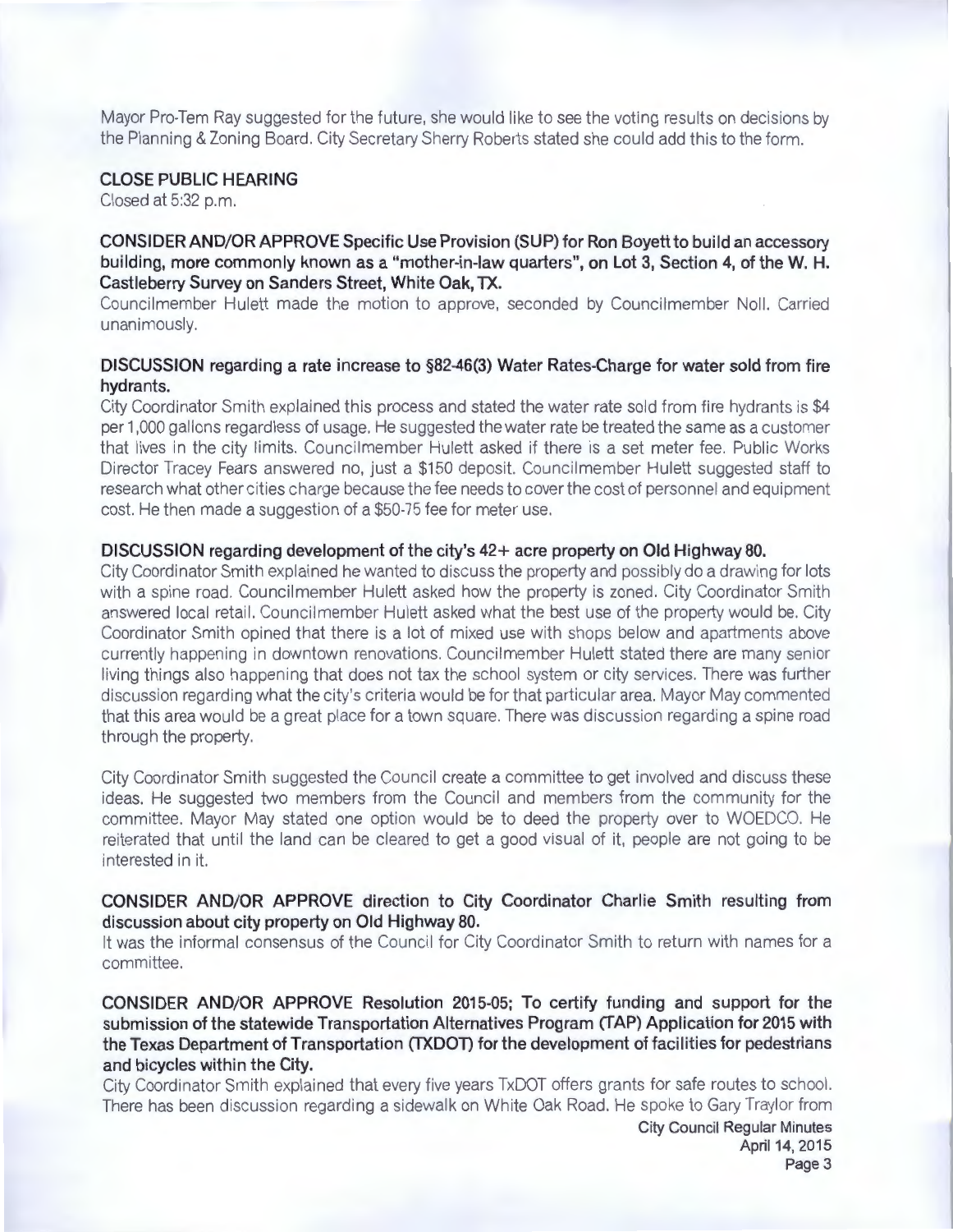Mayor Pro-Tem Ray suggested for the future, she would like to see the voting results on decisions by the Planning & Zoning Board. City Secretary Sherry Roberts stated she could add this to the form.

**CLOSE PUBLIC HEARING**

Closed at 5:32 p.m.

**CONSIDER AND/OR APPROVE Specific Use Provision (SUP) for Ron Boyett to build an accessory building, more commonly known as a "mother-in-law quarters", on Lot 3, Section 4, of the W. H. Castleberry Survey on Sanders Street, White Oak, TX.**

Councilmember Hulett made the motion to approve, seconded by Councilmember Noll. Carried unanimously.

**DISCUSSION regarding a rate increase to §82-46(3) Water Rates-Charge for water sold from fire hydrants.**

City Coordinator Smith explained this process and stated the water rate sold from fire hydrants is $4 per 1,000 gallons regardless of usage. He suggested the water rate be treated the same as a customer that lives in the city limits. Councilmember Hulett asked if there is a set meter fee. Public Works Director Tracey Fears answered no, just a $150 deposit. Councilmember Hulett suggested staff to research what other cities charge because the fee needs to cover the cost of personnel and equipment cost. He then made a suggestion of a $50-75 fee for meter use.

**DISCUSSION regarding development of the city's 42+ acre property on Old Highway 80.**

City Coordinator Smith explained he wanted to discuss the property and possibly do a drawing for lots with a spine road. Councilmember Hulett asked how the property is zoned. City Coordinator Smith answered local retail. Councilmember Hulett asked what the best use of the property would be. City Coordinator Smith opined that there is a lot of mixed use with shops below and apartments above currently happening in downtown renovations. Councilmember Hulett stated there are many senior living things also happening that does not tax the school system or city services. There was further discussion regarding what the city's criteria would be for that particular area. Mayor May commented that this area would be a great place for a town square. There was discussion regarding a spine road through the property.

City Coordinator Smith suggested the Council create a committee to get involved and discuss these ideas. He suggested two members from the Council and members from the community for the committee. Mayor May stated one option would be to deed the property over to WOEDCO. He reiterated that until the land can be cleared to get a good visual of it, people are not going to be interested in it.

**CONSIDER AND/OR APPROVE direction to City Coordinator Charlie Smith resulting from discussion about city property on Old Highway 80.**

It was the informal consensus of the Council for City Coordinator Smith to return with names for a committee.

**CONSIDER AND/OR APPROVE Resolution 2015-05; To certify funding and support for the submission of the statewide Transportation Alternatives Program (TAP) Application for 2015 with the Texas Department of Transportation (TXDOT) for the development of facilities for pedestrians and bicycles within the City.**

City Coordinator Smith explained that every five years TxDOT offers grants for safe routes to school. There has been discussion regarding a sidewalk on White Oak Road. He spoke to Gary Traylor from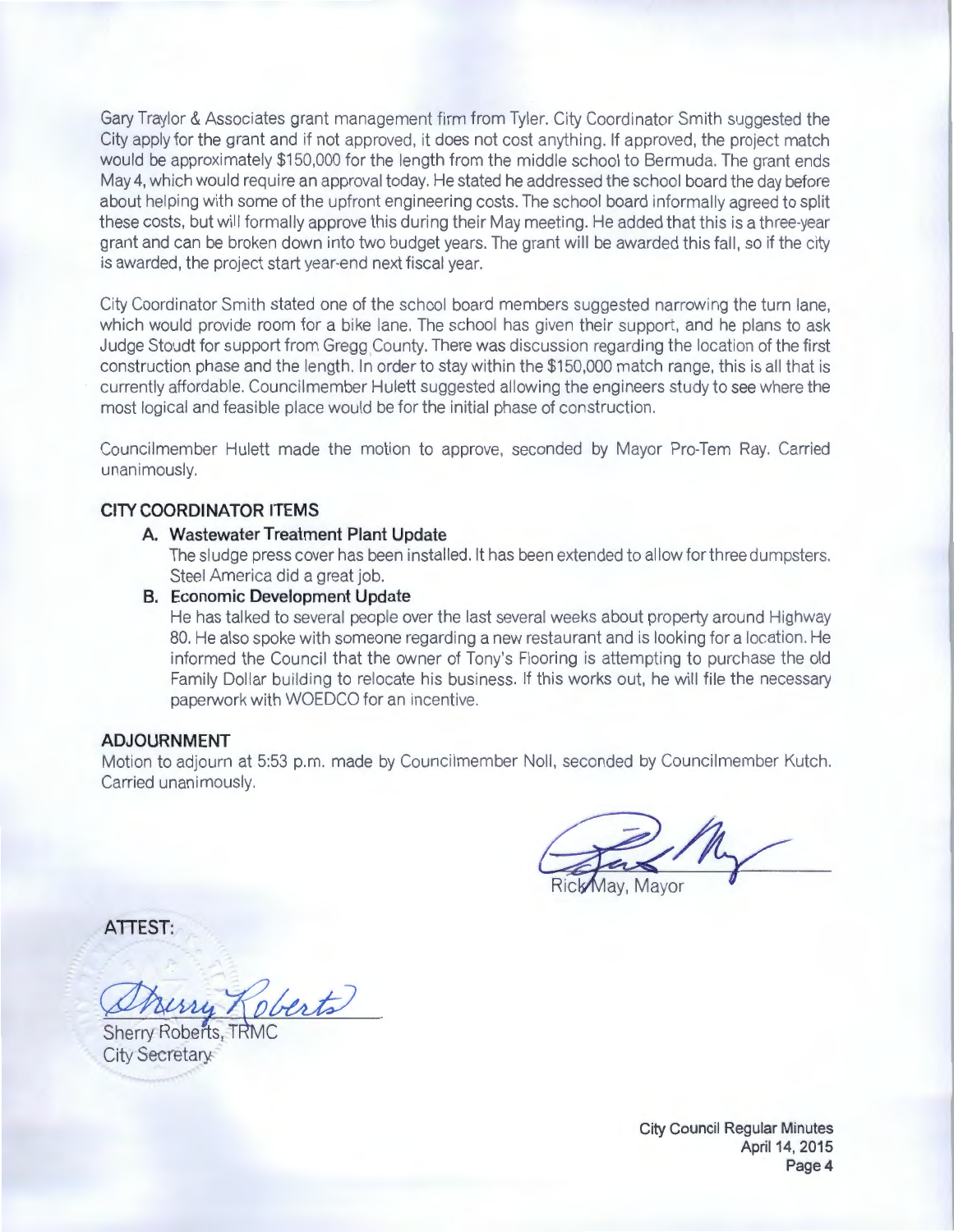Gary Traylor & Associates grant management firm from Tyler. City Coordinator Smith suggested the City apply for the grant and if not approved, it does not cost anything. If approved, the project match would be approximately $150,000 for the length from the middle school to Bermuda. The grant ends May 4, which would require an approval today. He stated he addressed the school board the day before about helping with some of the upfront engineering costs. The school board informally agreed to split these costs, but will formally approve this during their May meeting. He added that this is a three-year grant and can be broken down into two budget years. The grant will be awarded this fall, so if the city is awarded, the project start year-end next fiscal year.

City Coordinator Smith stated one of the school board members suggested narrowing the turn lane, which would provide room for a bike lane. The school has given their support, and he plans to ask Judge Stoudt for support from Gregg County. There was discussion regarding the location of the first construction phase and the length. In order to stay within the $150,000 match range, this is all that is currently affordable. Councilmember Hulett suggested allowing the engineers study to see where the most logical and feasible place would be for the initial phase of construction.

Councilmember Hulett made the motion to approve, seconded by Mayor Pro-Tem Ray. Carried unanimously.

**CITY COORDINATOR ITEMS**

**A. Wastewater Treatment Plant Update**

The sludge press cover has been installed. It has been extended to allow for three dumpsters. Steel America did a great job.

**B. Economic Development Update**

He has talked to several people over the last several weeks about property around Highway 80. He also spoke with someone regarding a new restaurant and is looking for a location. He informed the Council that the owner of Tony's Flooring is attempting to purchase the old Family Dollar building to relocate his business. If this works out, he will file the necessary paperwork with WOEDCO for an incentive.

**ADJOURNMENT**

Motion to adjourn at 5:53 p.m. made by Councilmember Noll, seconded by Councilmember Kutch. Carried unanimously.

Rick May, Mayor

ATTEST:

Sherry Roberts, TRMC
City Secretary

City Council Regular Minutes
April 14, 2015